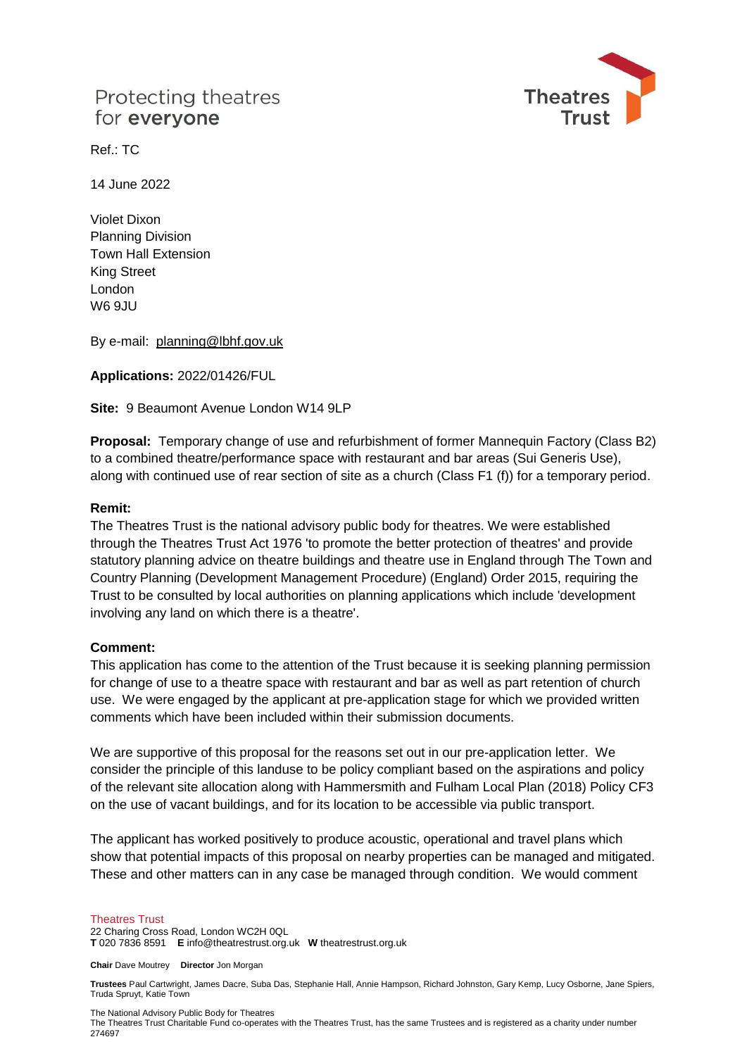Protecting theatres
for **everyone**

Theatres Trust

Ref.: TC

14 June 2022

Violet Dixon
Planning Division
Town Hall Extension
King Street
London
W6 9JU

By e-mail: planning@lbhf.gov.uk

**Applications:** 2022/01426/FUL

**Site:** 9 Beaumont Avenue London W14 9LP

**Proposal:** Temporary change of use and refurbishment of former Mannequin Factory (Class B2) to a combined theatre/performance space with restaurant and bar areas (Sui Generis Use), along with continued use of rear section of site as a church (Class F1 (f)) for a temporary period.

**Remit:**
The Theatres Trust is the national advisory public body for theatres. We were established through the Theatres Trust Act 1976 'to promote the better protection of theatres' and provide statutory planning advice on theatre buildings and theatre use in England through The Town and Country Planning (Development Management Procedure) (England) Order 2015, requiring the Trust to be consulted by local authorities on planning applications which include 'development involving any land on which there is a theatre'.

**Comment:**
This application has come to the attention of the Trust because it is seeking planning permission for change of use to a theatre space with restaurant and bar as well as part retention of church use. We were engaged by the applicant at pre-application stage for which we provided written comments which have been included within their submission documents.

We are supportive of this proposal for the reasons set out in our pre-application letter. We consider the principle of this landuse to be policy compliant based on the aspirations and policy of the relevant site allocation along with Hammersmith and Fulham Local Plan (2018) Policy CF3 on the use of vacant buildings, and for its location to be accessible via public transport.

The applicant has worked positively to produce acoustic, operational and travel plans which show that potential impacts of this proposal on nearby properties can be managed and mitigated. These and other matters can in any case be managed through condition. We would comment

Theatres Trust
22 Charing Cross Road, London WC2H 0QL
**T** 020 7836 8591 **E** info@theatrestrust.org.uk **W** theatrestrust.org.uk

**Chair** Dave Moutrey **Director** Jon Morgan

**Trustees** Paul Cartwright, James Dacre, Suba Das, Stephanie Hall, Annie Hampson, Richard Johnston, Gary Kemp, Lucy Osborne, Jane Spiers, Truda Spruyt, Katie Town

The National Advisory Public Body for Theatres
The Theatres Trust Charitable Fund co-operates with the Theatres Trust, has the same Trustees and is registered as a charity under number 274697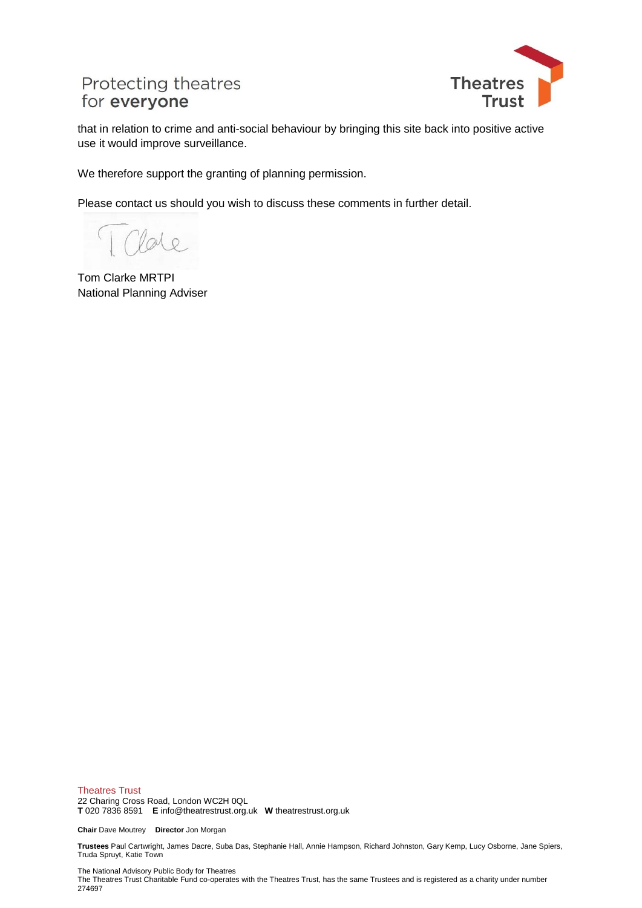that in relation to crime and anti-social behaviour by bringing this site back into positive active use it would improve surveillance.

We therefore support the granting of planning permission.

Please contact us should you wish to discuss these comments in further detail.

Tom Clarke MRTPI
National Planning Adviser

Theatres Trust
22 Charing Cross Road, London WC2H 0QL
**T** 020 7836 8591 **E** info@theatrestrust.org.uk **W** theatrestrust.org.uk

**Chair** Dave Moutrey **Director** Jon Morgan

**Trustees** Paul Cartwright, James Dacre, Suba Das, Stephanie Hall, Annie Hampson, Richard Johnston, Gary Kemp, Lucy Osborne, Jane Spiers, Truda Spruyt, Katie Town

The National Advisory Public Body for Theatres
The Theatres Trust Charitable Fund co-operates with the Theatres Trust, has the same Trustees and is registered as a charity under number 274697